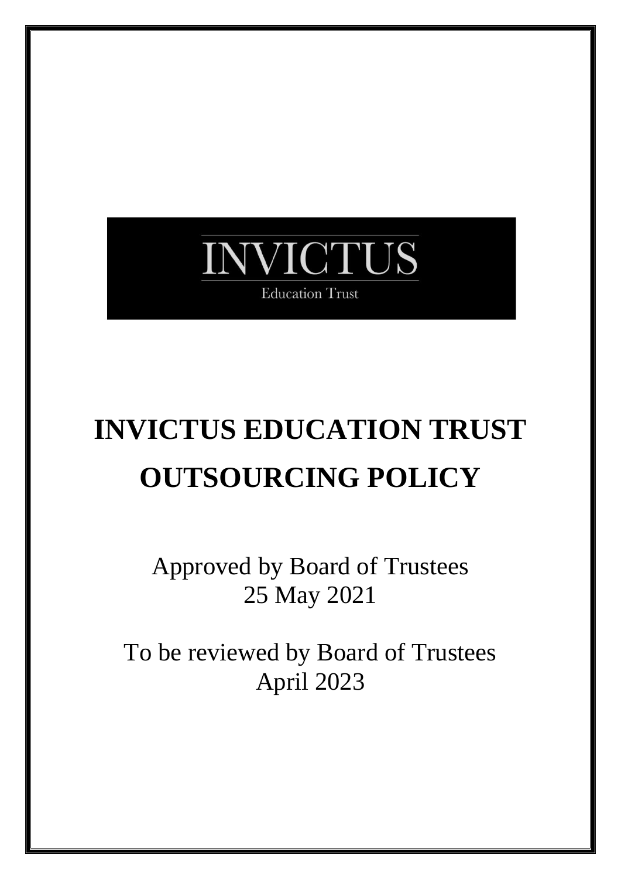INVICTUS

Education Trust

# INVICTUS EDUCATION TRUST OUTSOURCING POLICY

Approved by Board of Trustees
25 May 2021

To be reviewed by Board of Trustees
April 2023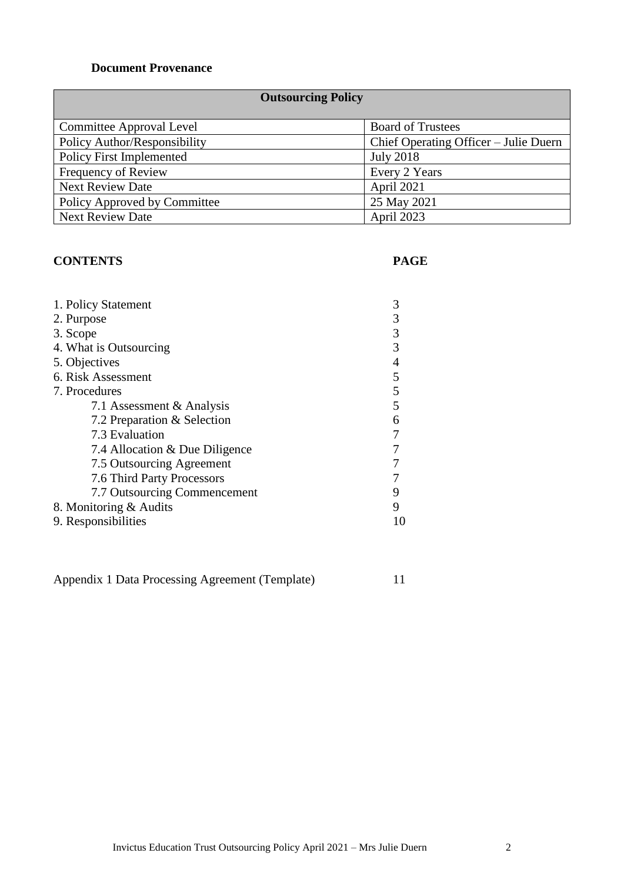**Document Provenance**

| Outsourcing Policy | |
|---|---|
| Committee Approval Level | Board of Trustees |
| Policy Author/Responsibility | Chief Operating Officer – Julie Duern |
| Policy First Implemented | July 2018 |
| Frequency of Review | Every 2 Years |
| Next Review Date | April 2021 |
| Policy Approved by Committee | 25 May 2021 |
| Next Review Date | April 2023 |

| CONTENTS | PAGE |
|---|---|
| 1. Policy Statement | 3 |
| 2. Purpose | 3 |
| 3. Scope | 3 |
| 4. What is Outsourcing | 3 |
| 5. Objectives | 4 |
| 6. Risk Assessment | 5 |
| 7. Procedures | 5 |
| 7.1 Assessment & Analysis | 5 |
| 7.2 Preparation & Selection | 6 |
| 7.3 Evaluation | 7 |
| 7.4 Allocation & Due Diligence | 7 |
| 7.5 Outsourcing Agreement | 7 |
| 7.6 Third Party Processors | 7 |
| 7.7 Outsourcing Commencement | 9 |
| 8. Monitoring & Audits | 9 |
| 9. Responsibilities | 10 |
| | |
| Appendix 1 Data Processing Agreement (Template) | 11 |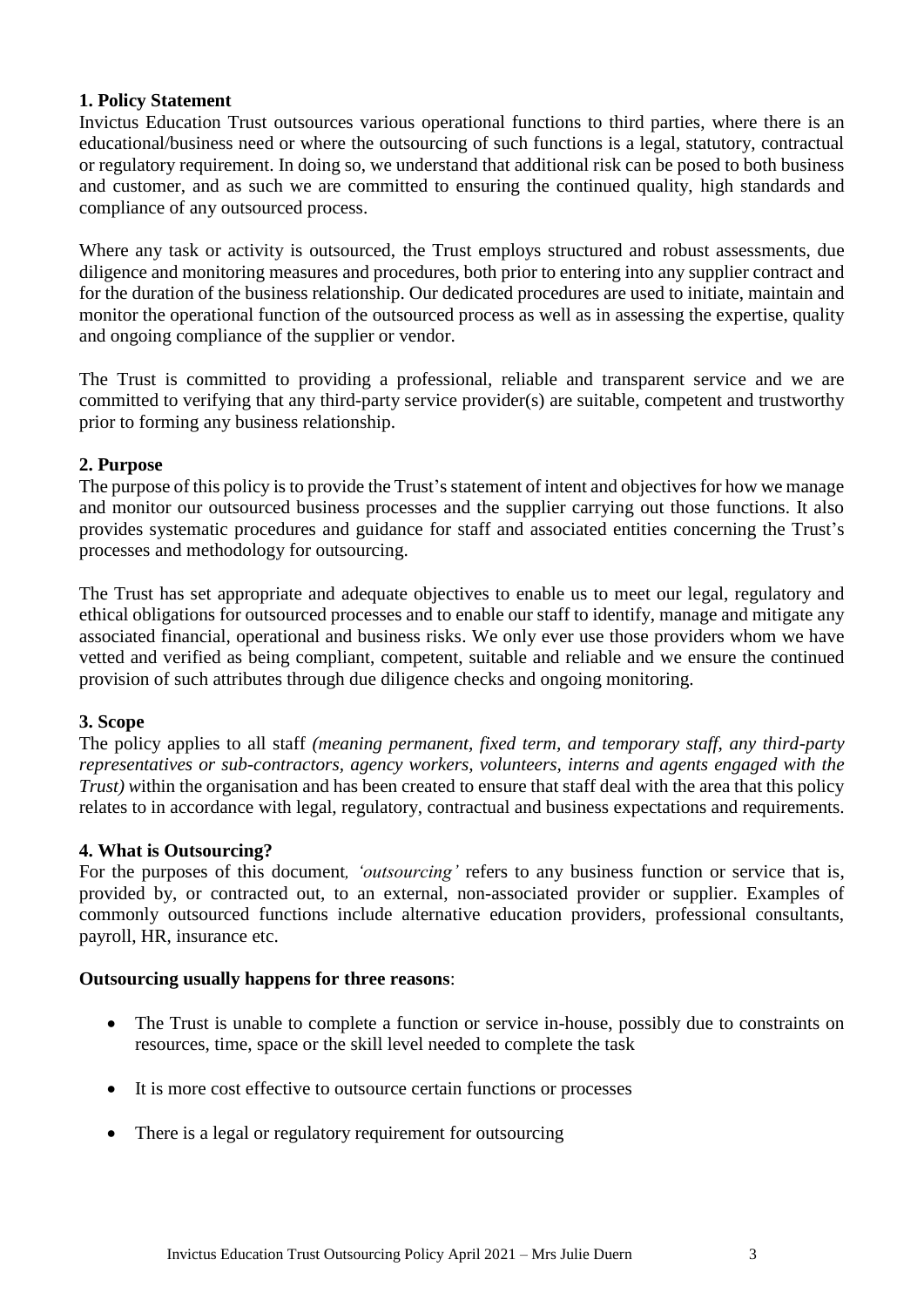## 1. Policy Statement

Invictus Education Trust outsources various operational functions to third parties, where there is an educational/business need or where the outsourcing of such functions is a legal, statutory, contractual or regulatory requirement. In doing so, we understand that additional risk can be posed to both business and customer, and as such we are committed to ensuring the continued quality, high standards and compliance of any outsourced process.

Where any task or activity is outsourced, the Trust employs structured and robust assessments, due diligence and monitoring measures and procedures, both prior to entering into any supplier contract and for the duration of the business relationship. Our dedicated procedures are used to initiate, maintain and monitor the operational function of the outsourced process as well as in assessing the expertise, quality and ongoing compliance of the supplier or vendor.

The Trust is committed to providing a professional, reliable and transparent service and we are committed to verifying that any third-party service provider(s) are suitable, competent and trustworthy prior to forming any business relationship.

## 2. Purpose

The purpose of this policy is to provide the Trust's statement of intent and objectives for how we manage and monitor our outsourced business processes and the supplier carrying out those functions. It also provides systematic procedures and guidance for staff and associated entities concerning the Trust's processes and methodology for outsourcing.

The Trust has set appropriate and adequate objectives to enable us to meet our legal, regulatory and ethical obligations for outsourced processes and to enable our staff to identify, manage and mitigate any associated financial, operational and business risks. We only ever use those providers whom we have vetted and verified as being compliant, competent, suitable and reliable and we ensure the continued provision of such attributes through due diligence checks and ongoing monitoring.

## 3. Scope

The policy applies to all staff *(meaning permanent, fixed term, and temporary staff, any third-party representatives or sub-contractors, agency workers, volunteers, interns and agents engaged with the Trust)* within the organisation and has been created to ensure that staff deal with the area that this policy relates to in accordance with legal, regulatory, contractual and business expectations and requirements.

## 4. What is Outsourcing?

For the purposes of this document, *'outsourcing'* refers to any business function or service that is, provided by, or contracted out, to an external, non-associated provider or supplier. Examples of commonly outsourced functions include alternative education providers, professional consultants, payroll, HR, insurance etc.

**Outsourcing usually happens for three reasons**:

- The Trust is unable to complete a function or service in-house, possibly due to constraints on resources, time, space or the skill level needed to complete the task
- It is more cost effective to outsource certain functions or processes
- There is a legal or regulatory requirement for outsourcing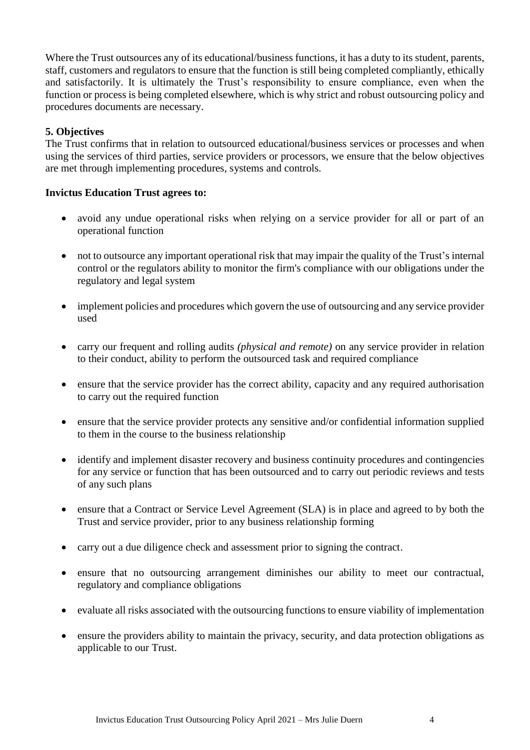Where the Trust outsources any of its educational/business functions, it has a duty to its student, parents, staff, customers and regulators to ensure that the function is still being completed compliantly, ethically and satisfactorily. It is ultimately the Trust's responsibility to ensure compliance, even when the function or process is being completed elsewhere, which is why strict and robust outsourcing policy and procedures documents are necessary.

## 5. Objectives

The Trust confirms that in relation to outsourced educational/business services or processes and when using the services of third parties, service providers or processors, we ensure that the below objectives are met through implementing procedures, systems and controls.

**Invictus Education Trust agrees to:**

- avoid any undue operational risks when relying on a service provider for all or part of an operational function
- not to outsource any important operational risk that may impair the quality of the Trust's internal control or the regulators ability to monitor the firm's compliance with our obligations under the regulatory and legal system
- implement policies and procedures which govern the use of outsourcing and any service provider used
- carry our frequent and rolling audits *(physical and remote)* on any service provider in relation to their conduct, ability to perform the outsourced task and required compliance
- ensure that the service provider has the correct ability, capacity and any required authorisation to carry out the required function
- ensure that the service provider protects any sensitive and/or confidential information supplied to them in the course to the business relationship
- identify and implement disaster recovery and business continuity procedures and contingencies for any service or function that has been outsourced and to carry out periodic reviews and tests of any such plans
- ensure that a Contract or Service Level Agreement (SLA) is in place and agreed to by both the Trust and service provider, prior to any business relationship forming
- carry out a due diligence check and assessment prior to signing the contract.
- ensure that no outsourcing arrangement diminishes our ability to meet our contractual, regulatory and compliance obligations
- evaluate all risks associated with the outsourcing functions to ensure viability of implementation
- ensure the providers ability to maintain the privacy, security, and data protection obligations as applicable to our Trust.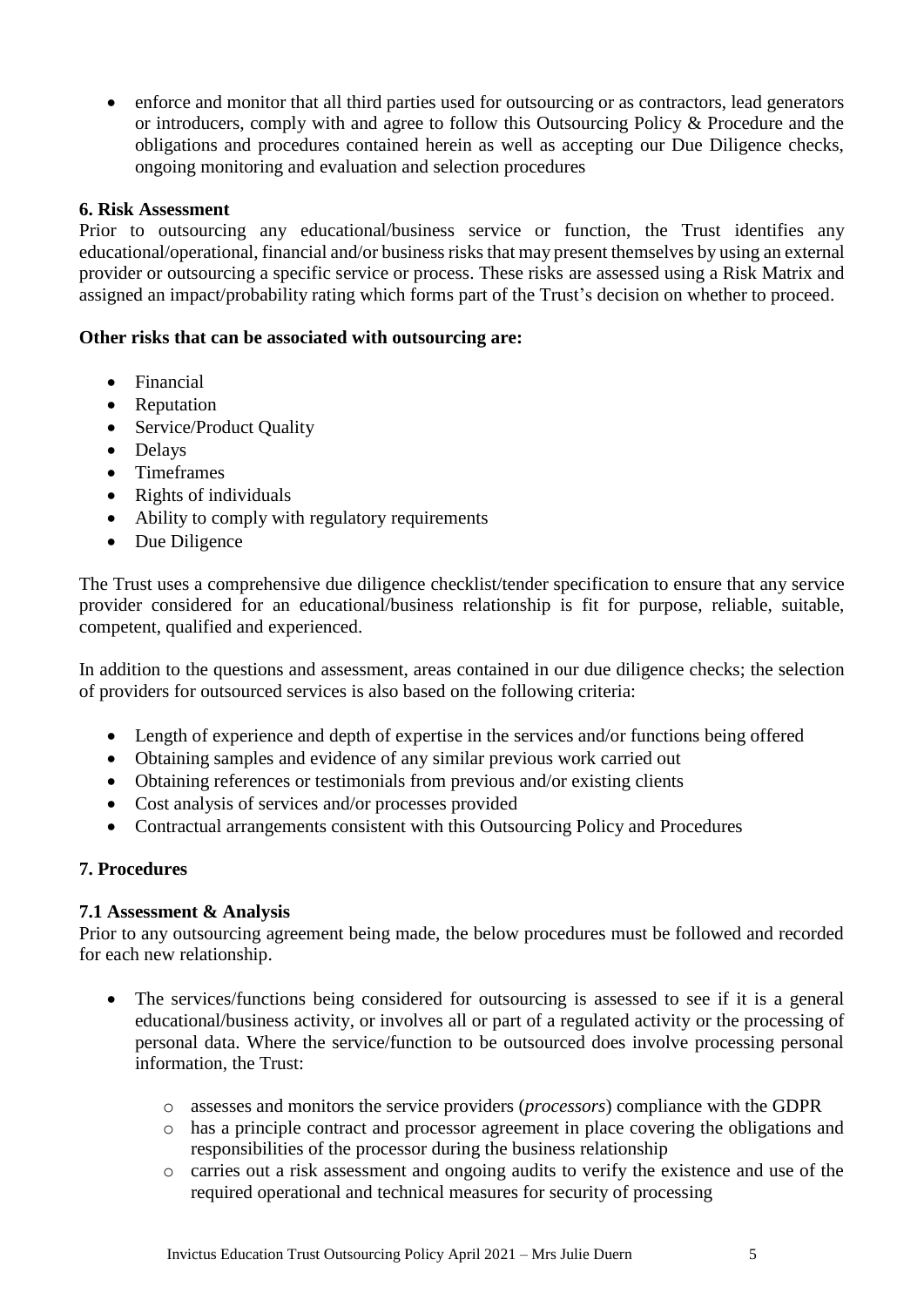- enforce and monitor that all third parties used for outsourcing or as contractors, lead generators or introducers, comply with and agree to follow this Outsourcing Policy & Procedure and the obligations and procedures contained herein as well as accepting our Due Diligence checks, ongoing monitoring and evaluation and selection procedures

## 6. Risk Assessment

Prior to outsourcing any educational/business service or function, the Trust identifies any educational/operational, financial and/or business risks that may present themselves by using an external provider or outsourcing a specific service or process. These risks are assessed using a Risk Matrix and assigned an impact/probability rating which forms part of the Trust's decision on whether to proceed.

**Other risks that can be associated with outsourcing are:**

- Financial
- Reputation
- Service/Product Quality
- Delays
- Timeframes
- Rights of individuals
- Ability to comply with regulatory requirements
- Due Diligence

The Trust uses a comprehensive due diligence checklist/tender specification to ensure that any service provider considered for an educational/business relationship is fit for purpose, reliable, suitable, competent, qualified and experienced.

In addition to the questions and assessment, areas contained in our due diligence checks; the selection of providers for outsourced services is also based on the following criteria:

- Length of experience and depth of expertise in the services and/or functions being offered
- Obtaining samples and evidence of any similar previous work carried out
- Obtaining references or testimonials from previous and/or existing clients
- Cost analysis of services and/or processes provided
- Contractual arrangements consistent with this Outsourcing Policy and Procedures

## 7. Procedures

### 7.1 Assessment & Analysis

Prior to any outsourcing agreement being made, the below procedures must be followed and recorded for each new relationship.

- The services/functions being considered for outsourcing is assessed to see if it is a general educational/business activity, or involves all or part of a regulated activity or the processing of personal data. Where the service/function to be outsourced does involve processing personal information, the Trust:
    - assesses and monitors the service providers (*processors*) compliance with the GDPR
    - has a principle contract and processor agreement in place covering the obligations and responsibilities of the processor during the business relationship
    - carries out a risk assessment and ongoing audits to verify the existence and use of the required operational and technical measures for security of processing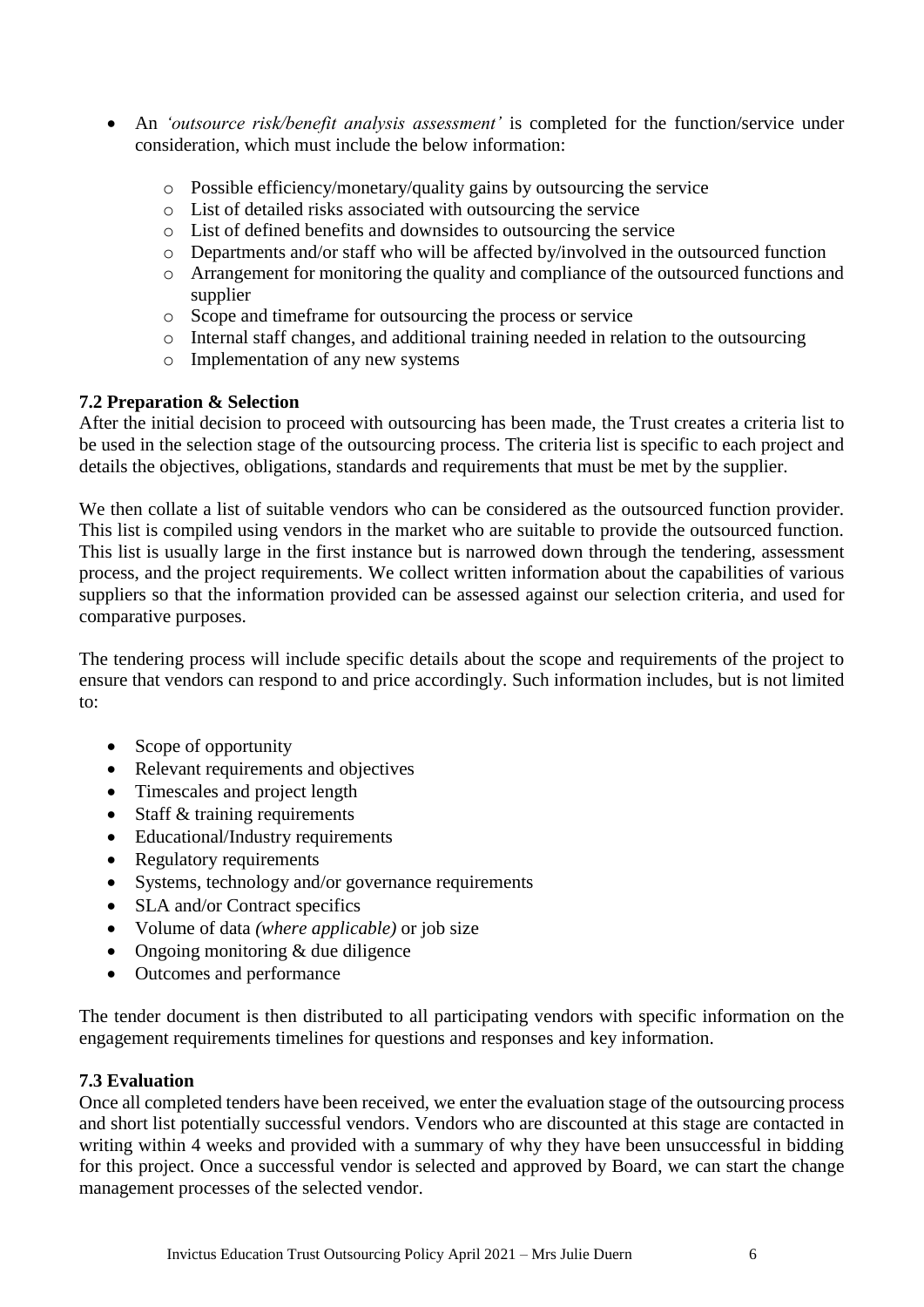- An *'outsource risk/benefit analysis assessment'* is completed for the function/service under consideration, which must include the below information:
  - Possible efficiency/monetary/quality gains by outsourcing the service
  - List of detailed risks associated with outsourcing the service
  - List of defined benefits and downsides to outsourcing the service
  - Departments and/or staff who will be affected by/involved in the outsourced function
  - Arrangement for monitoring the quality and compliance of the outsourced functions and supplier
  - Scope and timeframe for outsourcing the process or service
  - Internal staff changes, and additional training needed in relation to the outsourcing
  - Implementation of any new systems

### 7.2 Preparation & Selection

After the initial decision to proceed with outsourcing has been made, the Trust creates a criteria list to be used in the selection stage of the outsourcing process. The criteria list is specific to each project and details the objectives, obligations, standards and requirements that must be met by the supplier.

We then collate a list of suitable vendors who can be considered as the outsourced function provider. This list is compiled using vendors in the market who are suitable to provide the outsourced function. This list is usually large in the first instance but is narrowed down through the tendering, assessment process, and the project requirements. We collect written information about the capabilities of various suppliers so that the information provided can be assessed against our selection criteria, and used for comparative purposes.

The tendering process will include specific details about the scope and requirements of the project to ensure that vendors can respond to and price accordingly. Such information includes, but is not limited to:

- Scope of opportunity
- Relevant requirements and objectives
- Timescales and project length
- Staff & training requirements
- Educational/Industry requirements
- Regulatory requirements
- Systems, technology and/or governance requirements
- SLA and/or Contract specifics
- Volume of data *(where applicable)* or job size
- Ongoing monitoring & due diligence
- Outcomes and performance

The tender document is then distributed to all participating vendors with specific information on the engagement requirements timelines for questions and responses and key information.

### 7.3 Evaluation

Once all completed tenders have been received, we enter the evaluation stage of the outsourcing process and short list potentially successful vendors. Vendors who are discounted at this stage are contacted in writing within 4 weeks and provided with a summary of why they have been unsuccessful in bidding for this project. Once a successful vendor is selected and approved by Board, we can start the change management processes of the selected vendor.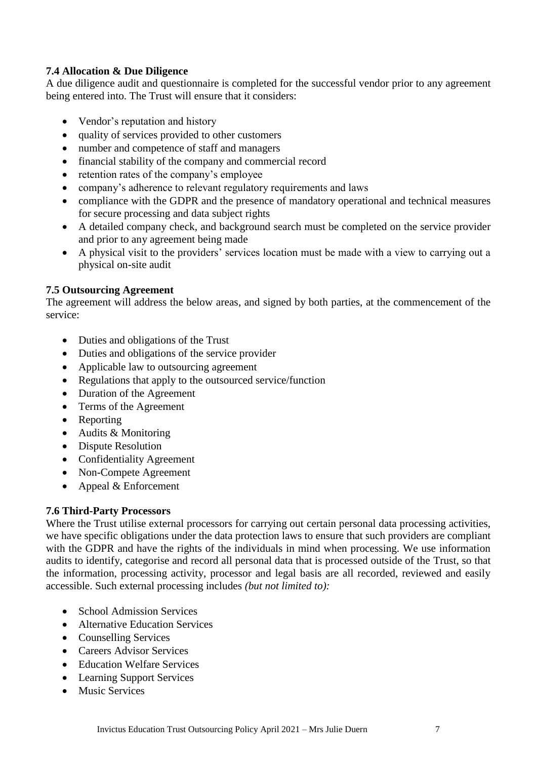### 7.4 Allocation & Due Diligence

A due diligence audit and questionnaire is completed for the successful vendor prior to any agreement being entered into. The Trust will ensure that it considers:

- Vendor's reputation and history
- quality of services provided to other customers
- number and competence of staff and managers
- financial stability of the company and commercial record
- retention rates of the company's employee
- company's adherence to relevant regulatory requirements and laws
- compliance with the GDPR and the presence of mandatory operational and technical measures for secure processing and data subject rights
- A detailed company check, and background search must be completed on the service provider and prior to any agreement being made
- A physical visit to the providers' services location must be made with a view to carrying out a physical on-site audit

### 7.5 Outsourcing Agreement

The agreement will address the below areas, and signed by both parties, at the commencement of the service:

- Duties and obligations of the Trust
- Duties and obligations of the service provider
- Applicable law to outsourcing agreement
- Regulations that apply to the outsourced service/function
- Duration of the Agreement
- Terms of the Agreement
- Reporting
- Audits & Monitoring
- Dispute Resolution
- Confidentiality Agreement
- Non-Compete Agreement
- Appeal & Enforcement

### 7.6 Third-Party Processors

Where the Trust utilise external processors for carrying out certain personal data processing activities, we have specific obligations under the data protection laws to ensure that such providers are compliant with the GDPR and have the rights of the individuals in mind when processing. We use information audits to identify, categorise and record all personal data that is processed outside of the Trust, so that the information, processing activity, processor and legal basis are all recorded, reviewed and easily accessible. Such external processing includes *(but not limited to):*

- School Admission Services
- Alternative Education Services
- Counselling Services
- Careers Advisor Services
- Education Welfare Services
- Learning Support Services
- Music Services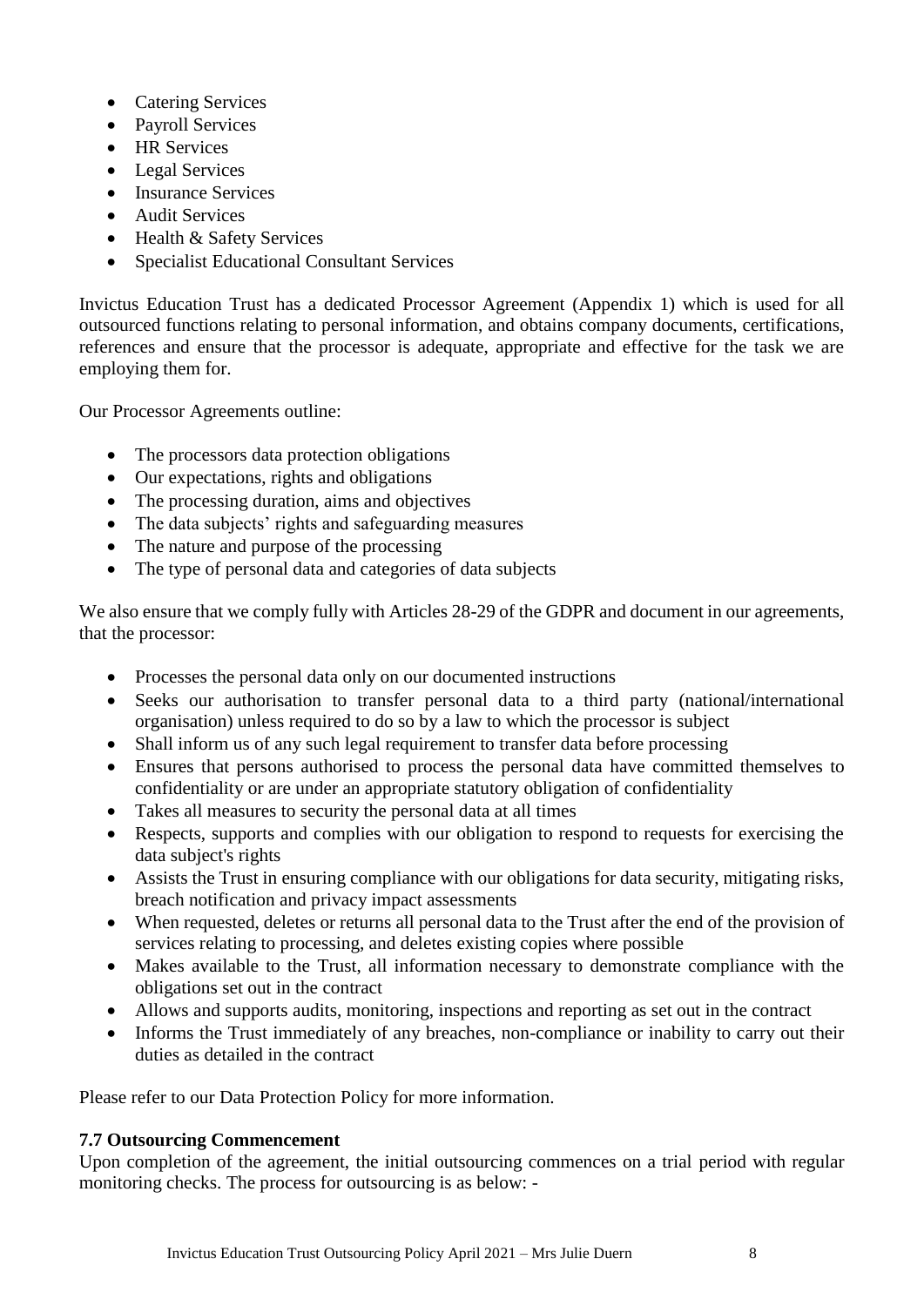- Catering Services
- Payroll Services
- HR Services
- Legal Services
- Insurance Services
- Audit Services
- Health & Safety Services
- Specialist Educational Consultant Services

Invictus Education Trust has a dedicated Processor Agreement (Appendix 1) which is used for all outsourced functions relating to personal information, and obtains company documents, certifications, references and ensure that the processor is adequate, appropriate and effective for the task we are employing them for.

Our Processor Agreements outline:

- The processors data protection obligations
- Our expectations, rights and obligations
- The processing duration, aims and objectives
- The data subjects' rights and safeguarding measures
- The nature and purpose of the processing
- The type of personal data and categories of data subjects

We also ensure that we comply fully with Articles 28-29 of the GDPR and document in our agreements, that the processor:

- Processes the personal data only on our documented instructions
- Seeks our authorisation to transfer personal data to a third party (national/international organisation) unless required to do so by a law to which the processor is subject
- Shall inform us of any such legal requirement to transfer data before processing
- Ensures that persons authorised to process the personal data have committed themselves to confidentiality or are under an appropriate statutory obligation of confidentiality
- Takes all measures to security the personal data at all times
- Respects, supports and complies with our obligation to respond to requests for exercising the data subject's rights
- Assists the Trust in ensuring compliance with our obligations for data security, mitigating risks, breach notification and privacy impact assessments
- When requested, deletes or returns all personal data to the Trust after the end of the provision of services relating to processing, and deletes existing copies where possible
- Makes available to the Trust, all information necessary to demonstrate compliance with the obligations set out in the contract
- Allows and supports audits, monitoring, inspections and reporting as set out in the contract
- Informs the Trust immediately of any breaches, non-compliance or inability to carry out their duties as detailed in the contract

Please refer to our Data Protection Policy for more information.

**7.7 Outsourcing Commencement**

Upon completion of the agreement, the initial outsourcing commences on a trial period with regular monitoring checks. The process for outsourcing is as below: -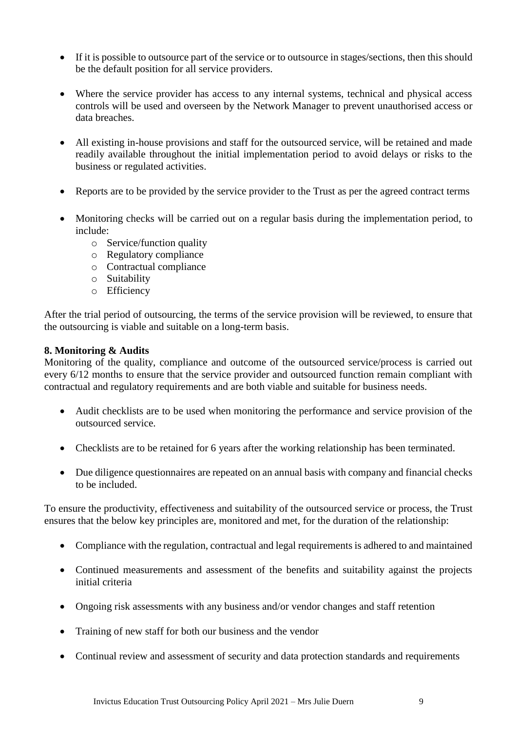- If it is possible to outsource part of the service or to outsource in stages/sections, then this should be the default position for all service providers.

- Where the service provider has access to any internal systems, technical and physical access controls will be used and overseen by the Network Manager to prevent unauthorised access or data breaches.

- All existing in-house provisions and staff for the outsourced service, will be retained and made readily available throughout the initial implementation period to avoid delays or risks to the business or regulated activities.

- Reports are to be provided by the service provider to the Trust as per the agreed contract terms

- Monitoring checks will be carried out on a regular basis during the implementation period, to include:
    - Service/function quality
    - Regulatory compliance
    - Contractual compliance
    - Suitability
    - Efficiency

After the trial period of outsourcing, the terms of the service provision will be reviewed, to ensure that the outsourcing is viable and suitable on a long-term basis.

**8. Monitoring & Audits**

Monitoring of the quality, compliance and outcome of the outsourced service/process is carried out every 6/12 months to ensure that the service provider and outsourced function remain compliant with contractual and regulatory requirements and are both viable and suitable for business needs.

- Audit checklists are to be used when monitoring the performance and service provision of the outsourced service.

- Checklists are to be retained for 6 years after the working relationship has been terminated.

- Due diligence questionnaires are repeated on an annual basis with company and financial checks to be included.

To ensure the productivity, effectiveness and suitability of the outsourced service or process, the Trust ensures that the below key principles are, monitored and met, for the duration of the relationship:

- Compliance with the regulation, contractual and legal requirements is adhered to and maintained

- Continued measurements and assessment of the benefits and suitability against the projects initial criteria

- Ongoing risk assessments with any business and/or vendor changes and staff retention

- Training of new staff for both our business and the vendor

- Continual review and assessment of security and data protection standards and requirements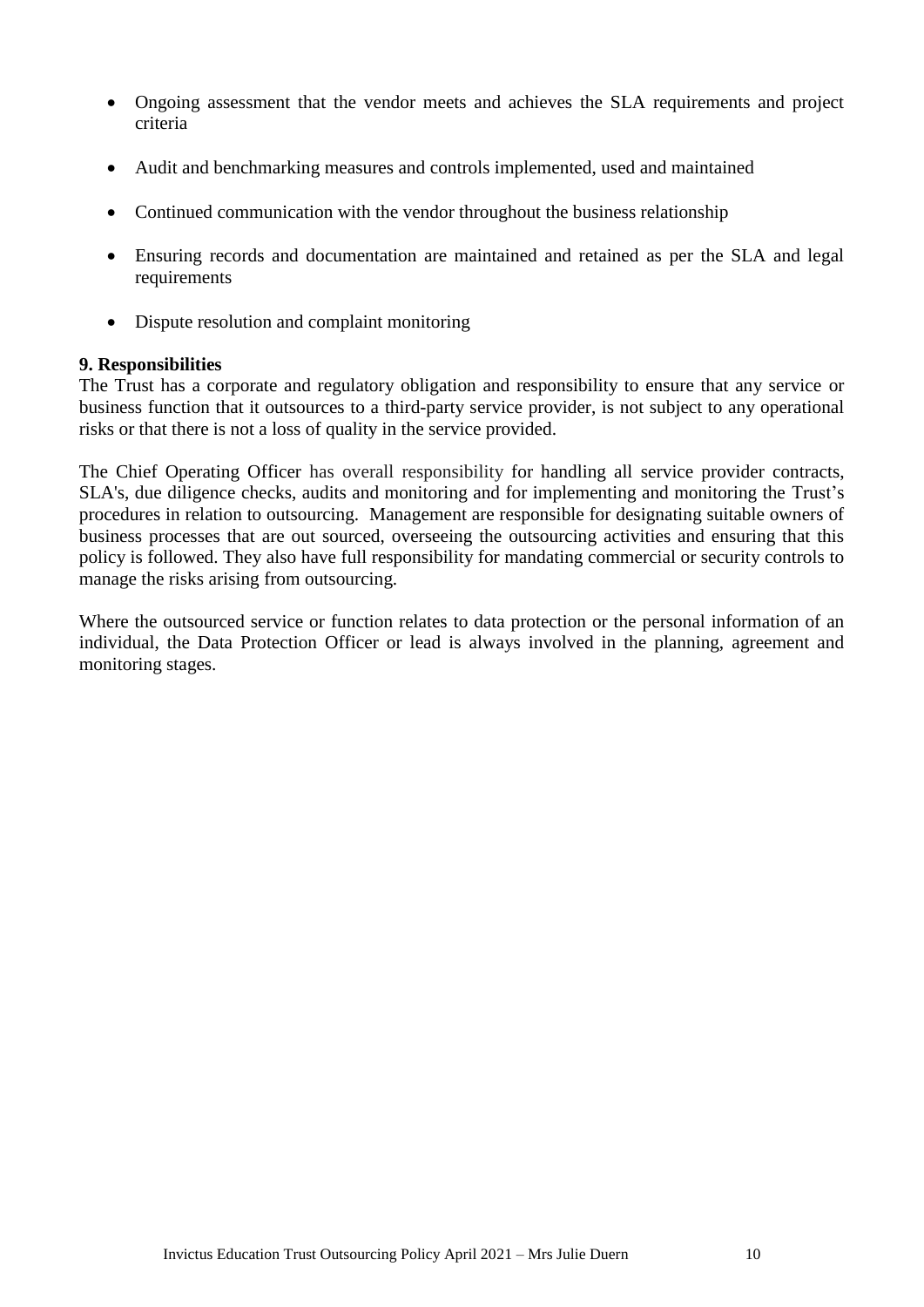- Ongoing assessment that the vendor meets and achieves the SLA requirements and project criteria
- Audit and benchmarking measures and controls implemented, used and maintained
- Continued communication with the vendor throughout the business relationship
- Ensuring records and documentation are maintained and retained as per the SLA and legal requirements
- Dispute resolution and complaint monitoring

**9. Responsibilities**

The Trust has a corporate and regulatory obligation and responsibility to ensure that any service or business function that it outsources to a third-party service provider, is not subject to any operational risks or that there is not a loss of quality in the service provided.

The Chief Operating Officer has overall responsibility for handling all service provider contracts, SLA's, due diligence checks, audits and monitoring and for implementing and monitoring the Trust's procedures in relation to outsourcing. Management are responsible for designating suitable owners of business processes that are out sourced, overseeing the outsourcing activities and ensuring that this policy is followed. They also have full responsibility for mandating commercial or security controls to manage the risks arising from outsourcing.

Where the outsourced service or function relates to data protection or the personal information of an individual, the Data Protection Officer or lead is always involved in the planning, agreement and monitoring stages.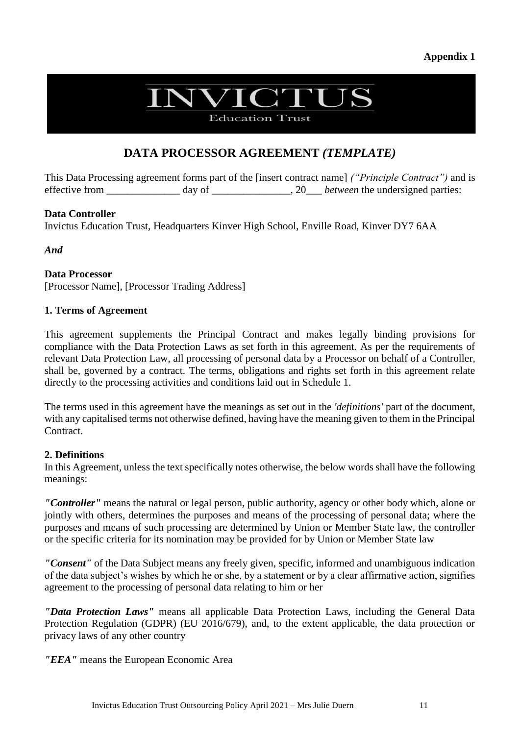**Appendix 1**

INVICTUS

Education Trust

# DATA PROCESSOR AGREEMENT *(TEMPLATE)*

This Data Processing agreement forms part of the [insert contract name] *("Principle Contract")* and is effective from ______________ day of _______________, 20___ *between* the undersigned parties:

**Data Controller**
Invictus Education Trust, Headquarters Kinver High School, Enville Road, Kinver DY7 6AA

***And***

**Data Processor**
[Processor Name], [Processor Trading Address]

## 1. Terms of Agreement

This agreement supplements the Principal Contract and makes legally binding provisions for compliance with the Data Protection Laws as set forth in this agreement. As per the requirements of relevant Data Protection Law, all processing of personal data by a Processor on behalf of a Controller, shall be, governed by a contract. The terms, obligations and rights set forth in this agreement relate directly to the processing activities and conditions laid out in Schedule 1.

The terms used in this agreement have the meanings as set out in the *'definitions'* part of the document, with any capitalised terms not otherwise defined, having have the meaning given to them in the Principal Contract.

## 2. Definitions

In this Agreement, unless the text specifically notes otherwise, the below words shall have the following meanings:

***"Controller"*** means the natural or legal person, public authority, agency or other body which, alone or jointly with others, determines the purposes and means of the processing of personal data; where the purposes and means of such processing are determined by Union or Member State law, the controller or the specific criteria for its nomination may be provided for by Union or Member State law

***"Consent"*** of the Data Subject means any freely given, specific, informed and unambiguous indication of the data subject's wishes by which he or she, by a statement or by a clear affirmative action, signifies agreement to the processing of personal data relating to him or her

***"Data Protection Laws"*** means all applicable Data Protection Laws, including the General Data Protection Regulation (GDPR) (EU 2016/679), and, to the extent applicable, the data protection or privacy laws of any other country

***"EEA"*** means the European Economic Area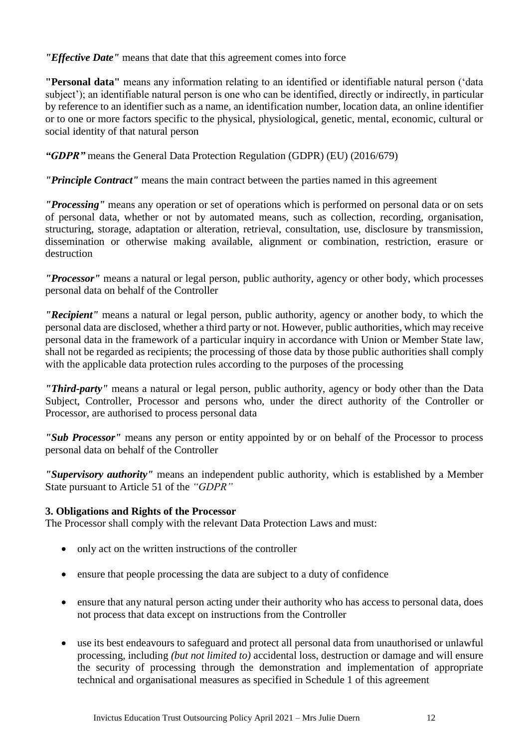***"Effective Date"*** means that date that this agreement comes into force

**"Personal data"** means any information relating to an identified or identifiable natural person ('data subject'); an identifiable natural person is one who can be identified, directly or indirectly, in particular by reference to an identifier such as a name, an identification number, location data, an online identifier or to one or more factors specific to the physical, physiological, genetic, mental, economic, cultural or social identity of that natural person

***"GDPR"*** means the General Data Protection Regulation (GDPR) (EU) (2016/679)

***"Principle Contract"*** means the main contract between the parties named in this agreement

***"Processing"*** means any operation or set of operations which is performed on personal data or on sets of personal data, whether or not by automated means, such as collection, recording, organisation, structuring, storage, adaptation or alteration, retrieval, consultation, use, disclosure by transmission, dissemination or otherwise making available, alignment or combination, restriction, erasure or destruction

***"Processor"*** means a natural or legal person, public authority, agency or other body, which processes personal data on behalf of the Controller

***"Recipient"*** means a natural or legal person, public authority, agency or another body, to which the personal data are disclosed, whether a third party or not. However, public authorities, which may receive personal data in the framework of a particular inquiry in accordance with Union or Member State law, shall not be regarded as recipients; the processing of those data by those public authorities shall comply with the applicable data protection rules according to the purposes of the processing

***"Third-party"*** means a natural or legal person, public authority, agency or body other than the Data Subject, Controller, Processor and persons who, under the direct authority of the Controller or Processor, are authorised to process personal data

***"Sub Processor"*** means any person or entity appointed by or on behalf of the Processor to process personal data on behalf of the Controller

***"Supervisory authority"*** means an independent public authority, which is established by a Member State pursuant to Article 51 of the *"GDPR"*

**3. Obligations and Rights of the Processor**

The Processor shall comply with the relevant Data Protection Laws and must:

- only act on the written instructions of the controller
- ensure that people processing the data are subject to a duty of confidence
- ensure that any natural person acting under their authority who has access to personal data, does not process that data except on instructions from the Controller
- use its best endeavours to safeguard and protect all personal data from unauthorised or unlawful processing, including *(but not limited to)* accidental loss, destruction or damage and will ensure the security of processing through the demonstration and implementation of appropriate technical and organisational measures as specified in Schedule 1 of this agreement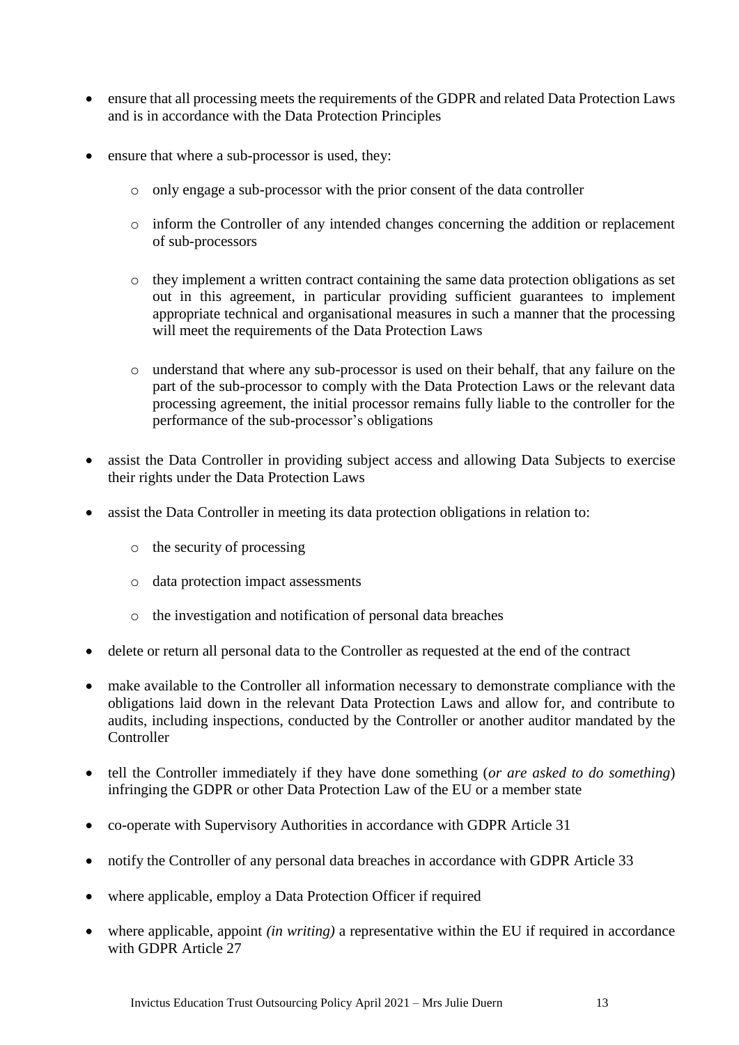- ensure that all processing meets the requirements of the GDPR and related Data Protection Laws and is in accordance with the Data Protection Principles
- ensure that where a sub-processor is used, they:
  - only engage a sub-processor with the prior consent of the data controller
  - inform the Controller of any intended changes concerning the addition or replacement of sub-processors
  - they implement a written contract containing the same data protection obligations as set out in this agreement, in particular providing sufficient guarantees to implement appropriate technical and organisational measures in such a manner that the processing will meet the requirements of the Data Protection Laws
  - understand that where any sub-processor is used on their behalf, that any failure on the part of the sub-processor to comply with the Data Protection Laws or the relevant data processing agreement, the initial processor remains fully liable to the controller for the performance of the sub-processor's obligations
- assist the Data Controller in providing subject access and allowing Data Subjects to exercise their rights under the Data Protection Laws
- assist the Data Controller in meeting its data protection obligations in relation to:
  - the security of processing
  - data protection impact assessments
  - the investigation and notification of personal data breaches
- delete or return all personal data to the Controller as requested at the end of the contract
- make available to the Controller all information necessary to demonstrate compliance with the obligations laid down in the relevant Data Protection Laws and allow for, and contribute to audits, including inspections, conducted by the Controller or another auditor mandated by the Controller
- tell the Controller immediately if they have done something (*or are asked to do something*) infringing the GDPR or other Data Protection Law of the EU or a member state
- co-operate with Supervisory Authorities in accordance with GDPR Article 31
- notify the Controller of any personal data breaches in accordance with GDPR Article 33
- where applicable, employ a Data Protection Officer if required
- where applicable, appoint *(in writing)* a representative within the EU if required in accordance with GDPR Article 27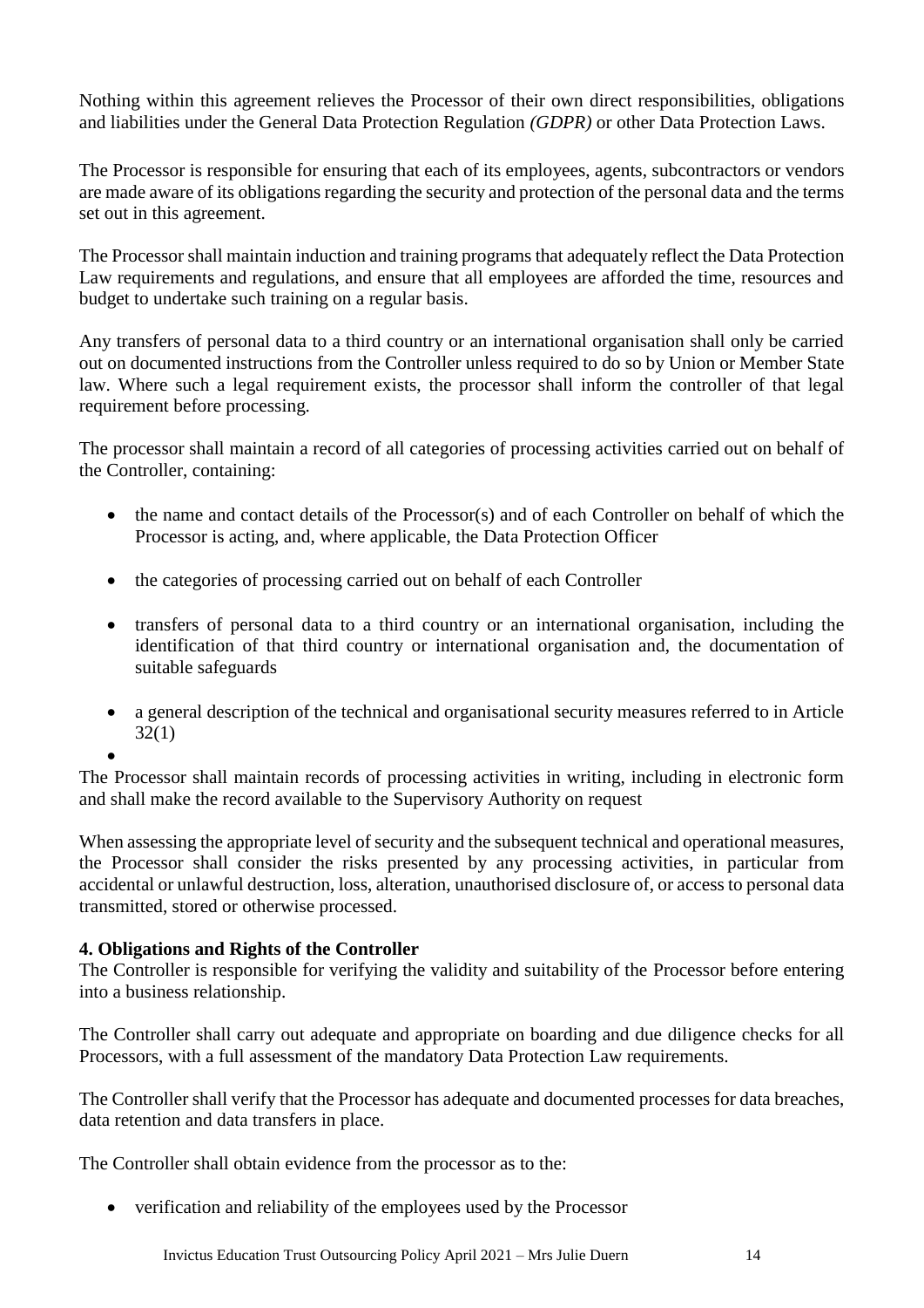Nothing within this agreement relieves the Processor of their own direct responsibilities, obligations and liabilities under the General Data Protection Regulation *(GDPR)* or other Data Protection Laws.

The Processor is responsible for ensuring that each of its employees, agents, subcontractors or vendors are made aware of its obligations regarding the security and protection of the personal data and the terms set out in this agreement.

The Processor shall maintain induction and training programs that adequately reflect the Data Protection Law requirements and regulations, and ensure that all employees are afforded the time, resources and budget to undertake such training on a regular basis.

Any transfers of personal data to a third country or an international organisation shall only be carried out on documented instructions from the Controller unless required to do so by Union or Member State law. Where such a legal requirement exists, the processor shall inform the controller of that legal requirement before processing.

The processor shall maintain a record of all categories of processing activities carried out on behalf of the Controller, containing:

- the name and contact details of the Processor(s) and of each Controller on behalf of which the Processor is acting, and, where applicable, the Data Protection Officer
- the categories of processing carried out on behalf of each Controller
- transfers of personal data to a third country or an international organisation, including the identification of that third country or international organisation and, the documentation of suitable safeguards
- a general description of the technical and organisational security measures referred to in Article 32(1)

The Processor shall maintain records of processing activities in writing, including in electronic form and shall make the record available to the Supervisory Authority on request

When assessing the appropriate level of security and the subsequent technical and operational measures, the Processor shall consider the risks presented by any processing activities, in particular from accidental or unlawful destruction, loss, alteration, unauthorised disclosure of, or access to personal data transmitted, stored or otherwise processed.

**4. Obligations and Rights of the Controller**

The Controller is responsible for verifying the validity and suitability of the Processor before entering into a business relationship.

The Controller shall carry out adequate and appropriate on boarding and due diligence checks for all Processors, with a full assessment of the mandatory Data Protection Law requirements.

The Controller shall verify that the Processor has adequate and documented processes for data breaches, data retention and data transfers in place.

The Controller shall obtain evidence from the processor as to the:

- verification and reliability of the employees used by the Processor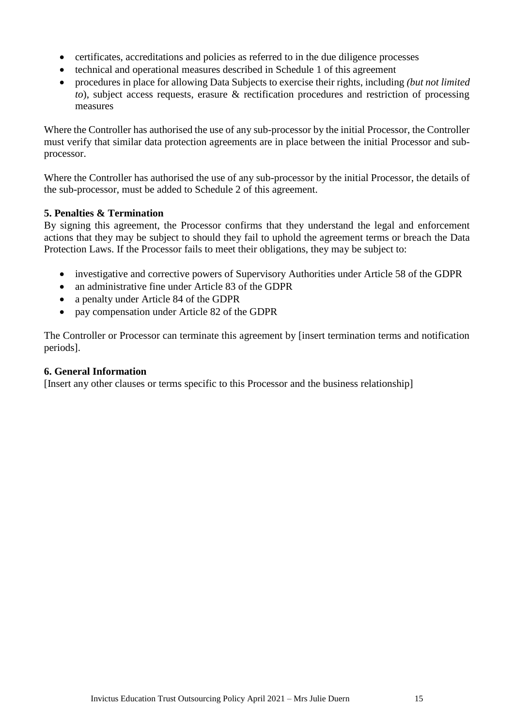- certificates, accreditations and policies as referred to in the due diligence processes
- technical and operational measures described in Schedule 1 of this agreement
- procedures in place for allowing Data Subjects to exercise their rights, including *(but not limited to*), subject access requests, erasure & rectification procedures and restriction of processing measures

Where the Controller has authorised the use of any sub-processor by the initial Processor, the Controller must verify that similar data protection agreements are in place between the initial Processor and sub-processor.

Where the Controller has authorised the use of any sub-processor by the initial Processor, the details of the sub-processor, must be added to Schedule 2 of this agreement.

**5. Penalties & Termination**

By signing this agreement, the Processor confirms that they understand the legal and enforcement actions that they may be subject to should they fail to uphold the agreement terms or breach the Data Protection Laws. If the Processor fails to meet their obligations, they may be subject to:

- investigative and corrective powers of Supervisory Authorities under Article 58 of the GDPR
- an administrative fine under Article 83 of the GDPR
- a penalty under Article 84 of the GDPR
- pay compensation under Article 82 of the GDPR

The Controller or Processor can terminate this agreement by [insert termination terms and notification periods].

**6. General Information**

[Insert any other clauses or terms specific to this Processor and the business relationship]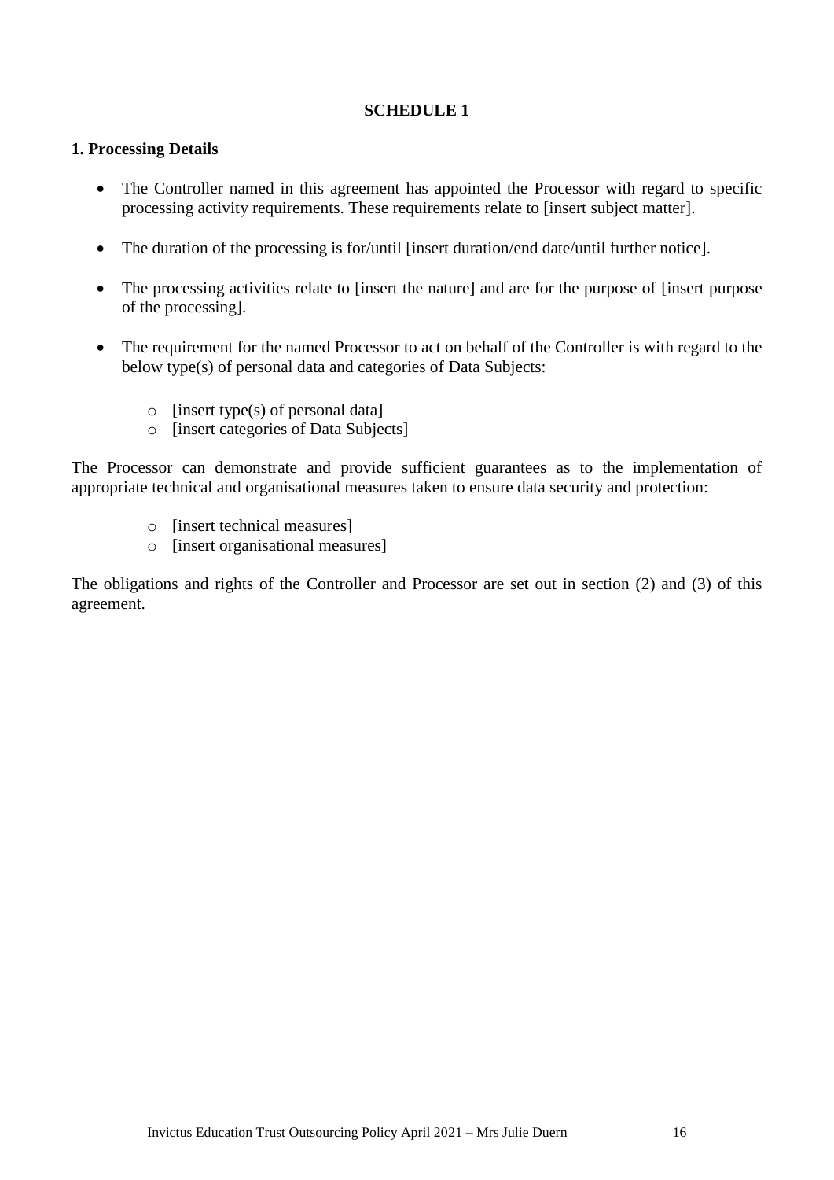# SCHEDULE 1

## 1. Processing Details

- The Controller named in this agreement has appointed the Processor with regard to specific processing activity requirements. These requirements relate to [insert subject matter].
- The duration of the processing is for/until [insert duration/end date/until further notice].
- The processing activities relate to [insert the nature] and are for the purpose of [insert purpose of the processing].
- The requirement for the named Processor to act on behalf of the Controller is with regard to the below type(s) of personal data and categories of Data Subjects:
    - [insert type(s) of personal data]
    - [insert categories of Data Subjects]

The Processor can demonstrate and provide sufficient guarantees as to the implementation of appropriate technical and organisational measures taken to ensure data security and protection:

- [insert technical measures]
- [insert organisational measures]

The obligations and rights of the Controller and Processor are set out in section (2) and (3) of this agreement.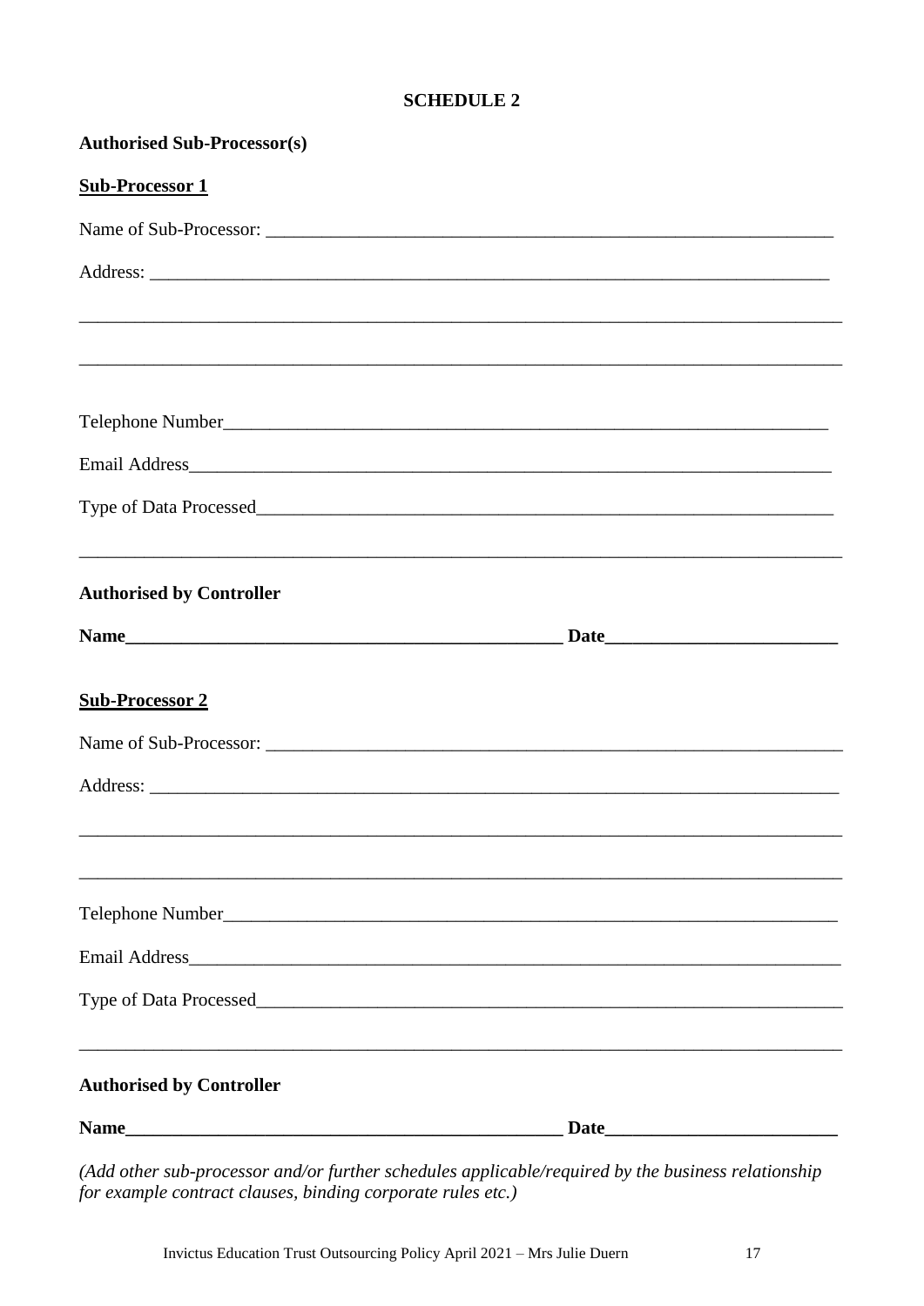## SCHEDULE 2

**Authorised Sub-Processor(s)**

**<u>Sub-Processor 1</u>**

Name of Sub-Processor: ___________________________________________________________

Address: ___________________________________________________________

___________________________________________________________

___________________________________________________________

Telephone Number___________________________________________________________

Email Address___________________________________________________________

Type of Data Processed___________________________________________________________

___________________________________________________________

**Authorised by Controller**

**Name_____________________________________________ Date________________________**

**<u>Sub-Processor 2</u>**

Name of Sub-Processor: ___________________________________________________________

Address: ___________________________________________________________

___________________________________________________________

___________________________________________________________

Telephone Number___________________________________________________________

Email Address___________________________________________________________

Type of Data Processed___________________________________________________________

___________________________________________________________

**Authorised by Controller**

**Name_____________________________________________ Date________________________**

*(Add other sub-processor and/or further schedules applicable/required by the business relationship for example contract clauses, binding corporate rules etc.)*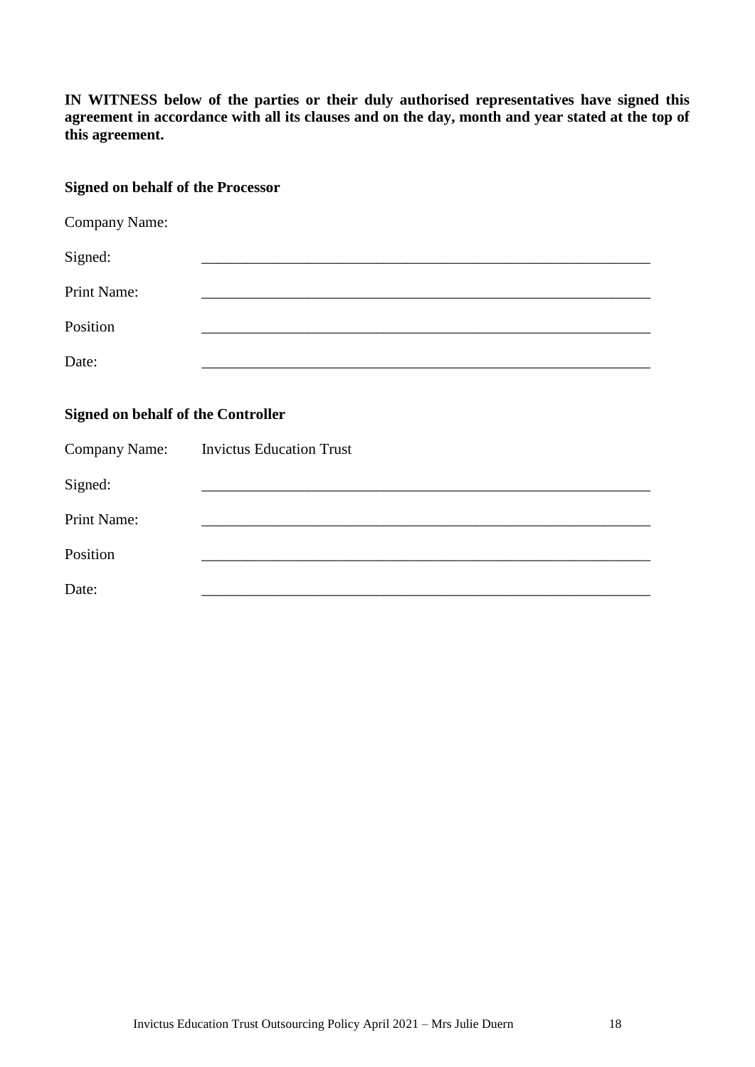**IN WITNESS below of the parties or their duly authorised representatives have signed this agreement in accordance with all its clauses and on the day, month and year stated at the top of this agreement.**

**Signed on behalf of the Processor**

Company Name:

Signed: ____________________________________________________________

Print Name: ____________________________________________________________

Position ____________________________________________________________

Date: ____________________________________________________________

**Signed on behalf of the Controller**

Company Name: Invictus Education Trust

Signed: ____________________________________________________________

Print Name: ____________________________________________________________

Position ____________________________________________________________

Date: ____________________________________________________________